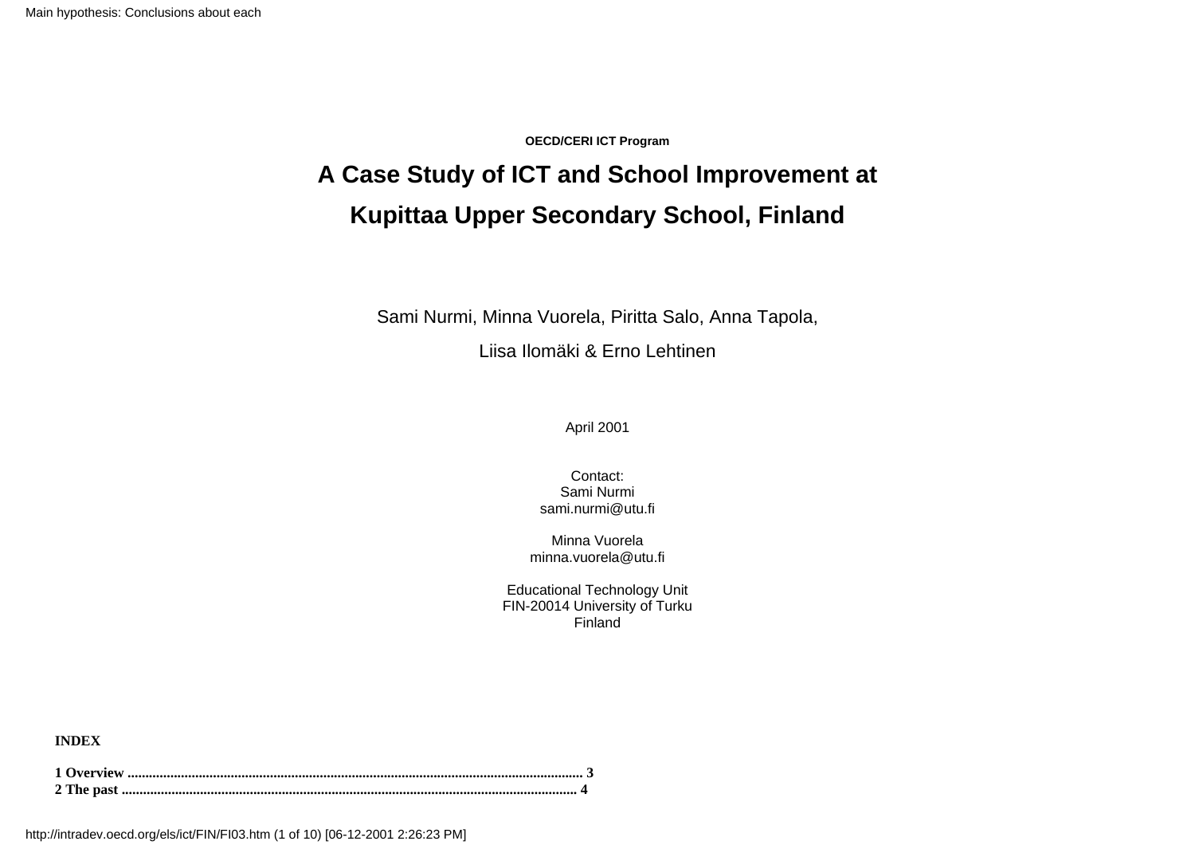**OECD/CERI ICT Program**

# A Case Study of ICT and School Improvement at Kupittaa Upper Secondary School, Finland

Sami Nurmi, Minna Vuorela, Piritta Salo, Anna Tapola,

Liisa Ilomäki & Erno Lehtinen

April 2001

Contact:
Sami Nurmi
sami.nurmi@utu.fi

Minna Vuorela
minna.vuorela@utu.fi

Educational Technology Unit
FIN-20014 University of Turku
Finland

**INDEX**

**1 Overview .............................................................................................................................. 3**
**2 The past .............................................................................................................................. 4**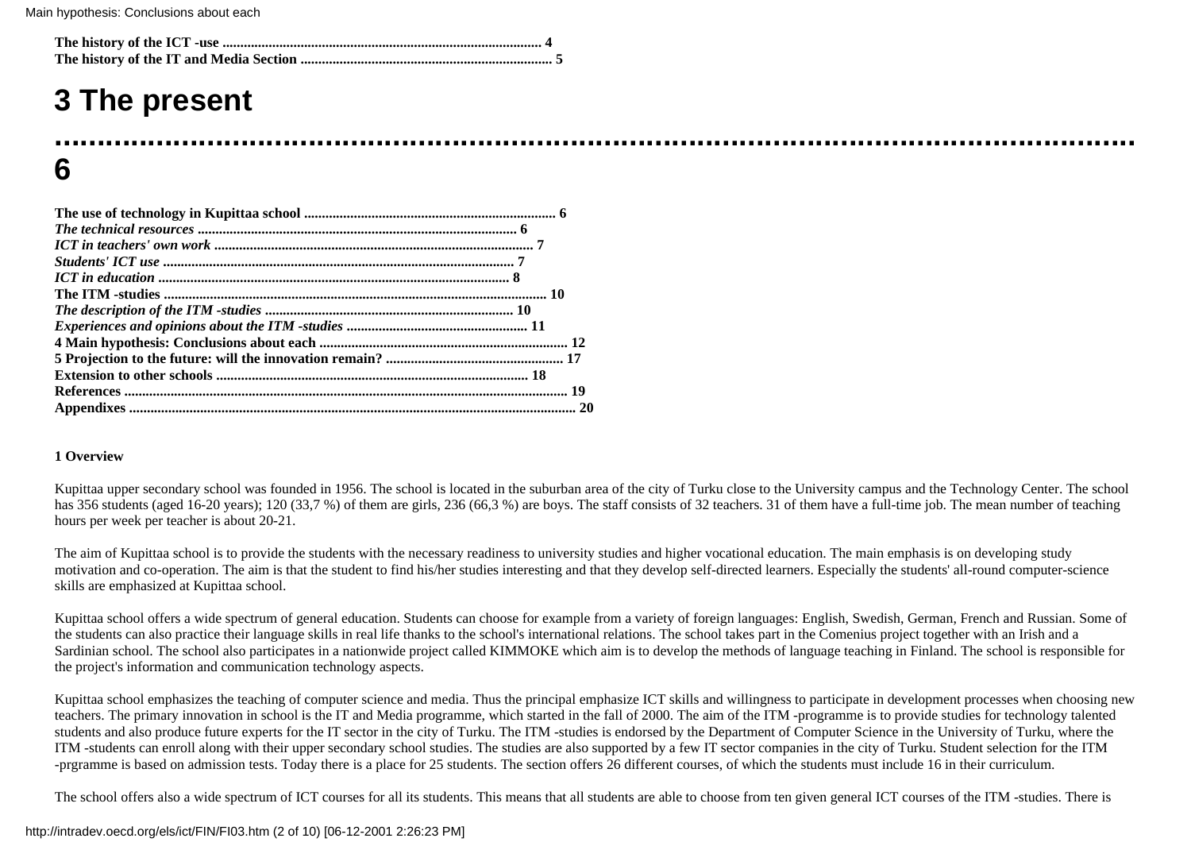**The history of the ICT -use ........................................................................................ 4**
**The history of the IT and Media Section ...................................................................... 5**

# 3 The present ........................................................................................................................ 6

**The use of technology in Kupittaa school ...................................................................... 6**
***The technical resources ......................................................................................... 6***
***ICT in teachers' own work ........................................................................................ 7***
***Students' ICT use ................................................................................................. 7***
***ICT in education ................................................................................................. 8***
**The ITM -studies ........................................................................................................ 10**
***The description of the ITM -studies ..................................................................... 10***
***Experiences and opinions about the ITM -studies .................................................. 11***
**4 Main hypothesis: Conclusions about each ..................................................................... 12**
**5 Projection to the future: will the innovation remain? ................................................. 17**
**Extension to other schools ...................................................................................... 18**
**References ........................................................................................................................ 19**
**Appendixes .......................................................................................................................... 20**

**1 Overview**

Kupittaa upper secondary school was founded in 1956. The school is located in the suburban area of the city of Turku close to the University campus and the Technology Center. The school has 356 students (aged 16-20 years); 120 (33,7 %) of them are girls, 236 (66,3 %) are boys. The staff consists of 32 teachers. 31 of them have a full-time job. The mean number of teaching hours per week per teacher is about 20-21.

The aim of Kupittaa school is to provide the students with the necessary readiness to university studies and higher vocational education. The main emphasis is on developing study motivation and co-operation. The aim is that the student to find his/her studies interesting and that they develop self-directed learners. Especially the students' all-round computer-science skills are emphasized at Kupittaa school.

Kupittaa school offers a wide spectrum of general education. Students can choose for example from a variety of foreign languages: English, Swedish, German, French and Russian. Some of the students can also practice their language skills in real life thanks to the school's international relations. The school takes part in the Comenius project together with an Irish and a Sardinian school. The school also participates in a nationwide project called KIMMOKE which aim is to develop the methods of language teaching in Finland. The school is responsible for the project's information and communication technology aspects.

Kupittaa school emphasizes the teaching of computer science and media. Thus the principal emphasize ICT skills and willingness to participate in development processes when choosing new teachers. The primary innovation in school is the IT and Media programme, which started in the fall of 2000. The aim of the ITM -programme is to provide studies for technology talented students and also produce future experts for the IT sector in the city of Turku. The ITM -studies is endorsed by the Department of Computer Science in the University of Turku, where the ITM -students can enroll along with their upper secondary school studies. The studies are also supported by a few IT sector companies in the city of Turku. Student selection for the ITM -prgramme is based on admission tests. Today there is a place for 25 students. The section offers 26 different courses, of which the students must include 16 in their curriculum.

The school offers also a wide spectrum of ICT courses for all its students. This means that all students are able to choose from ten given general ICT courses of the ITM -studies. There is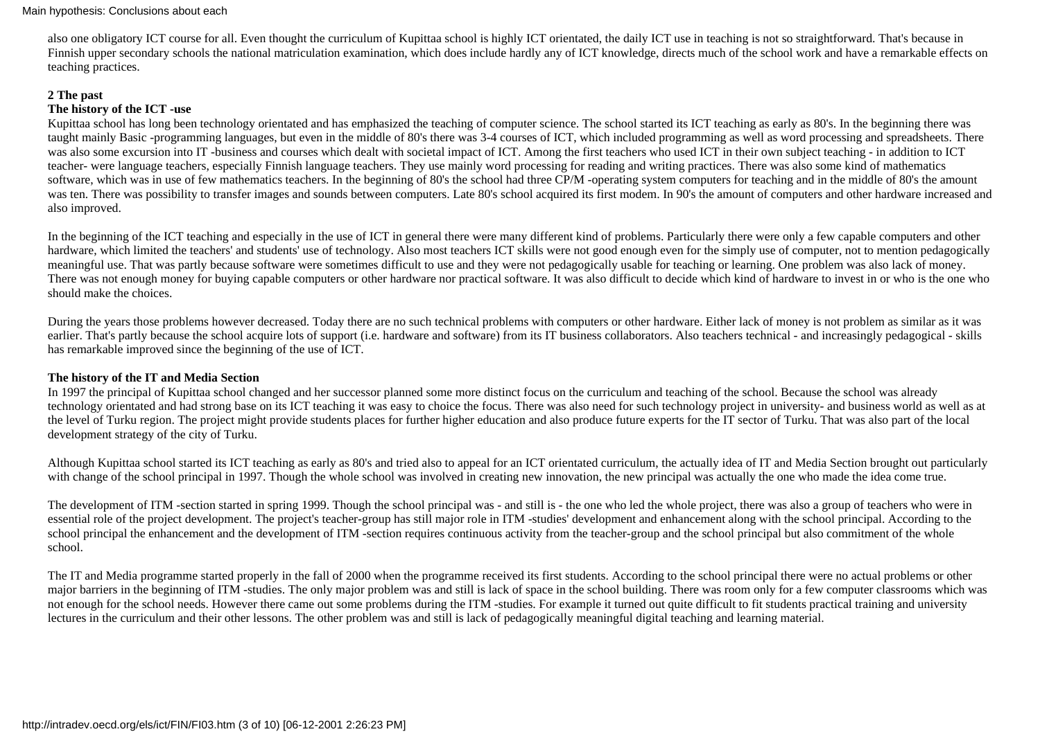also one obligatory ICT course for all. Even thought the curriculum of Kupittaa school is highly ICT orientated, the daily ICT use in teaching is not so straightforward. That's because in Finnish upper secondary schools the national matriculation examination, which does include hardly any of ICT knowledge, directs much of the school work and have a remarkable effects on teaching practices.

## 2 The past

### The history of the ICT -use

Kupittaa school has long been technology orientated and has emphasized the teaching of computer science. The school started its ICT teaching as early as 80's. In the beginning there was taught mainly Basic -programming languages, but even in the middle of 80's there was 3-4 courses of ICT, which included programming as well as word processing and spreadsheets. There was also some excursion into IT -business and courses which dealt with societal impact of ICT. Among the first teachers who used ICT in their own subject teaching - in addition to ICT teacher- were language teachers, especially Finnish language teachers. They use mainly word processing for reading and writing practices. There was also some kind of mathematics software, which was in use of few mathematics teachers. In the beginning of 80's the school had three CP/M -operating system computers for teaching and in the middle of 80's the amount was ten. There was possibility to transfer images and sounds between computers. Late 80's school acquired its first modem. In 90's the amount of computers and other hardware increased and also improved.

In the beginning of the ICT teaching and especially in the use of ICT in general there were many different kind of problems. Particularly there were only a few capable computers and other hardware, which limited the teachers' and students' use of technology. Also most teachers ICT skills were not good enough even for the simply use of computer, not to mention pedagogically meaningful use. That was partly because software were sometimes difficult to use and they were not pedagogically usable for teaching or learning. One problem was also lack of money. There was not enough money for buying capable computers or other hardware nor practical software. It was also difficult to decide which kind of hardware to invest in or who is the one who should make the choices.

During the years those problems however decreased. Today there are no such technical problems with computers or other hardware. Either lack of money is not problem as similar as it was earlier. That's partly because the school acquire lots of support (i.e. hardware and software) from its IT business collaborators. Also teachers technical - and increasingly pedagogical - skills has remarkable improved since the beginning of the use of ICT.

### The history of the IT and Media Section

In 1997 the principal of Kupittaa school changed and her successor planned some more distinct focus on the curriculum and teaching of the school. Because the school was already technology orientated and had strong base on its ICT teaching it was easy to choice the focus. There was also need for such technology project in university- and business world as well as at the level of Turku region. The project might provide students places for further higher education and also produce future experts for the IT sector of Turku. That was also part of the local development strategy of the city of Turku.

Although Kupittaa school started its ICT teaching as early as 80's and tried also to appeal for an ICT orientated curriculum, the actually idea of IT and Media Section brought out particularly with change of the school principal in 1997. Though the whole school was involved in creating new innovation, the new principal was actually the one who made the idea come true.

The development of ITM -section started in spring 1999. Though the school principal was - and still is - the one who led the whole project, there was also a group of teachers who were in essential role of the project development. The project's teacher-group has still major role in ITM -studies' development and enhancement along with the school principal. According to the school principal the enhancement and the development of ITM -section requires continuous activity from the teacher-group and the school principal but also commitment of the whole school.

The IT and Media programme started properly in the fall of 2000 when the programme received its first students. According to the school principal there were no actual problems or other major barriers in the beginning of ITM -studies. The only major problem was and still is lack of space in the school building. There was room only for a few computer classrooms which was not enough for the school needs. However there came out some problems during the ITM -studies. For example it turned out quite difficult to fit students practical training and university lectures in the curriculum and their other lessons. The other problem was and still is lack of pedagogically meaningful digital teaching and learning material.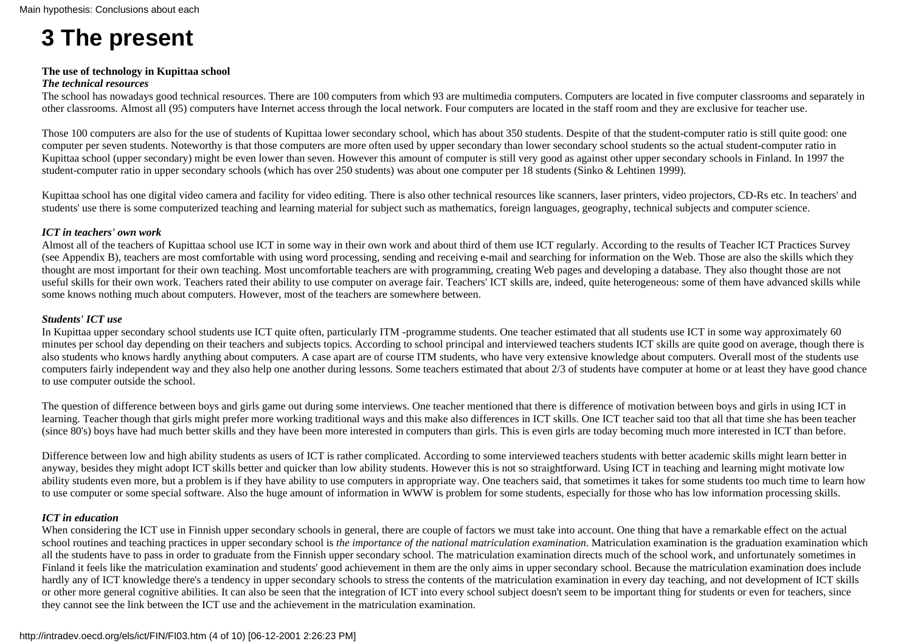# 3 The present

**The use of technology in Kupittaa school**

***The technical resources***

The school has nowadays good technical resources. There are 100 computers from which 93 are multimedia computers. Computers are located in five computer classrooms and separately in other classrooms. Almost all (95) computers have Internet access through the local network. Four computers are located in the staff room and they are exclusive for teacher use.

Those 100 computers are also for the use of students of Kupittaa lower secondary school, which has about 350 students. Despite of that the student-computer ratio is still quite good: one computer per seven students. Noteworthy is that those computers are more often used by upper secondary than lower secondary school students so the actual student-computer ratio in Kupittaa school (upper secondary) might be even lower than seven. However this amount of computer is still very good as against other upper secondary schools in Finland. In 1997 the student-computer ratio in upper secondary schools (which has over 250 students) was about one computer per 18 students (Sinko & Lehtinen 1999).

Kupittaa school has one digital video camera and facility for video editing. There is also other technical resources like scanners, laser printers, video projectors, CD-Rs etc. In teachers' and students' use there is some computerized teaching and learning material for subject such as mathematics, foreign languages, geography, technical subjects and computer science.

***ICT in teachers' own work***

Almost all of the teachers of Kupittaa school use ICT in some way in their own work and about third of them use ICT regularly. According to the results of Teacher ICT Practices Survey (see Appendix B), teachers are most comfortable with using word processing, sending and receiving e-mail and searching for information on the Web. Those are also the skills which they thought are most important for their own teaching. Most uncomfortable teachers are with programming, creating Web pages and developing a database. They also thought those are not useful skills for their own work. Teachers rated their ability to use computer on average fair. Teachers' ICT skills are, indeed, quite heterogeneous: some of them have advanced skills while some knows nothing much about computers. However, most of the teachers are somewhere between.

***Students' ICT use***

In Kupittaa upper secondary school students use ICT quite often, particularly ITM -programme students. One teacher estimated that all students use ICT in some way approximately 60 minutes per school day depending on their teachers and subjects topics. According to school principal and interviewed teachers students ICT skills are quite good on average, though there is also students who knows hardly anything about computers. A case apart are of course ITM students, who have very extensive knowledge about computers. Overall most of the students use computers fairly independent way and they also help one another during lessons. Some teachers estimated that about 2/3 of students have computer at home or at least they have good chance to use computer outside the school.

The question of difference between boys and girls game out during some interviews. One teacher mentioned that there is difference of motivation between boys and girls in using ICT in learning. Teacher though that girls might prefer more working traditional ways and this make also differences in ICT skills. One ICT teacher said too that all that time she has been teacher (since 80's) boys have had much better skills and they have been more interested in computers than girls. This is even girls are today becoming much more interested in ICT than before.

Difference between low and high ability students as users of ICT is rather complicated. According to some interviewed teachers students with better academic skills might learn better in anyway, besides they might adopt ICT skills better and quicker than low ability students. However this is not so straightforward. Using ICT in teaching and learning might motivate low ability students even more, but a problem is if they have ability to use computers in appropriate way. One teachers said, that sometimes it takes for some students too much time to learn how to use computer or some special software. Also the huge amount of information in WWW is problem for some students, especially for those who has low information processing skills.

***ICT in education***

When considering the ICT use in Finnish upper secondary schools in general, there are couple of factors we must take into account. One thing that have a remarkable effect on the actual school routines and teaching practices in upper secondary school is *the importance of the national matriculation examination*. Matriculation examination is the graduation examination which all the students have to pass in order to graduate from the Finnish upper secondary school. The matriculation examination directs much of the school work, and unfortunately sometimes in Finland it feels like the matriculation examination and students' good achievement in them are the only aims in upper secondary school. Because the matriculation examination does include hardly any of ICT knowledge there's a tendency in upper secondary schools to stress the contents of the matriculation examination in every day teaching, and not development of ICT skills or other more general cognitive abilities. It can also be seen that the integration of ICT into every school subject doesn't seem to be important thing for students or even for teachers, since they cannot see the link between the ICT use and the achievement in the matriculation examination.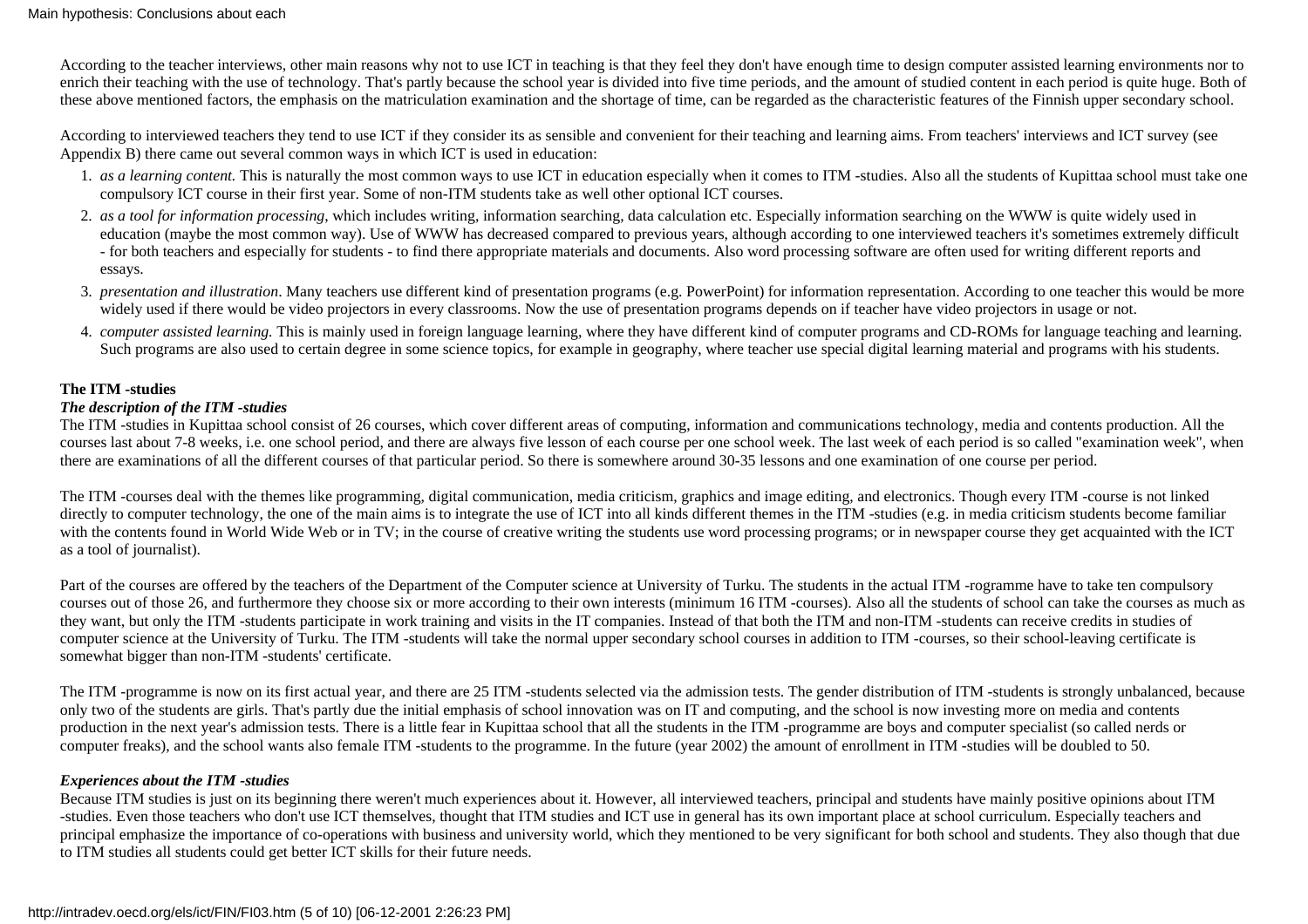According to the teacher interviews, other main reasons why not to use ICT in teaching is that they feel they don't have enough time to design computer assisted learning environments nor to enrich their teaching with the use of technology. That's partly because the school year is divided into five time periods, and the amount of studied content in each period is quite huge. Both of these above mentioned factors, the emphasis on the matriculation examination and the shortage of time, can be regarded as the characteristic features of the Finnish upper secondary school.

According to interviewed teachers they tend to use ICT if they consider its as sensible and convenient for their teaching and learning aims. From teachers' interviews and ICT survey (see Appendix B) there came out several common ways in which ICT is used in education:

1. *as a learning content.* This is naturally the most common ways to use ICT in education especially when it comes to ITM -studies. Also all the students of Kupittaa school must take one compulsory ICT course in their first year. Some of non-ITM students take as well other optional ICT courses.
2. *as a tool for information processing*, which includes writing, information searching, data calculation etc. Especially information searching on the WWW is quite widely used in education (maybe the most common way). Use of WWW has decreased compared to previous years, although according to one interviewed teachers it's sometimes extremely difficult - for both teachers and especially for students - to find there appropriate materials and documents. Also word processing software are often used for writing different reports and essays.
3. *presentation and illustration*. Many teachers use different kind of presentation programs (e.g. PowerPoint) for information representation. According to one teacher this would be more widely used if there would be video projectors in every classrooms. Now the use of presentation programs depends on if teacher have video projectors in usage or not.
4. *computer assisted learning.* This is mainly used in foreign language learning, where they have different kind of computer programs and CD-ROMs for language teaching and learning. Such programs are also used to certain degree in some science topics, for example in geography, where teacher use special digital learning material and programs with his students.

**The ITM -studies**

***The description of the ITM -studies***

The ITM -studies in Kupittaa school consist of 26 courses, which cover different areas of computing, information and communications technology, media and contents production. All the courses last about 7-8 weeks, i.e. one school period, and there are always five lesson of each course per one school week. The last week of each period is so called "examination week", when there are examinations of all the different courses of that particular period. So there is somewhere around 30-35 lessons and one examination of one course per period.

The ITM -courses deal with the themes like programming, digital communication, media criticism, graphics and image editing, and electronics. Though every ITM -course is not linked directly to computer technology, the one of the main aims is to integrate the use of ICT into all kinds different themes in the ITM -studies (e.g. in media criticism students become familiar with the contents found in World Wide Web or in TV; in the course of creative writing the students use word processing programs; or in newspaper course they get acquainted with the ICT as a tool of journalist).

Part of the courses are offered by the teachers of the Department of the Computer science at University of Turku. The students in the actual ITM -rogramme have to take ten compulsory courses out of those 26, and furthermore they choose six or more according to their own interests (minimum 16 ITM -courses). Also all the students of school can take the courses as much as they want, but only the ITM -students participate in work training and visits in the IT companies. Instead of that both the ITM and non-ITM -students can receive credits in studies of computer science at the University of Turku. The ITM -students will take the normal upper secondary school courses in addition to ITM -courses, so their school-leaving certificate is somewhat bigger than non-ITM -students' certificate.

The ITM -programme is now on its first actual year, and there are 25 ITM -students selected via the admission tests. The gender distribution of ITM -students is strongly unbalanced, because only two of the students are girls. That's partly due the initial emphasis of school innovation was on IT and computing, and the school is now investing more on media and contents production in the next year's admission tests. There is a little fear in Kupittaa school that all the students in the ITM -programme are boys and computer specialist (so called nerds or computer freaks), and the school wants also female ITM -students to the programme. In the future (year 2002) the amount of enrollment in ITM -studies will be doubled to 50.

***Experiences about the ITM -studies***

Because ITM studies is just on its beginning there weren't much experiences about it. However, all interviewed teachers, principal and students have mainly positive opinions about ITM -studies. Even those teachers who don't use ICT themselves, thought that ITM studies and ICT use in general has its own important place at school curriculum. Especially teachers and principal emphasize the importance of co-operations with business and university world, which they mentioned to be very significant for both school and students. They also though that due to ITM studies all students could get better ICT skills for their future needs.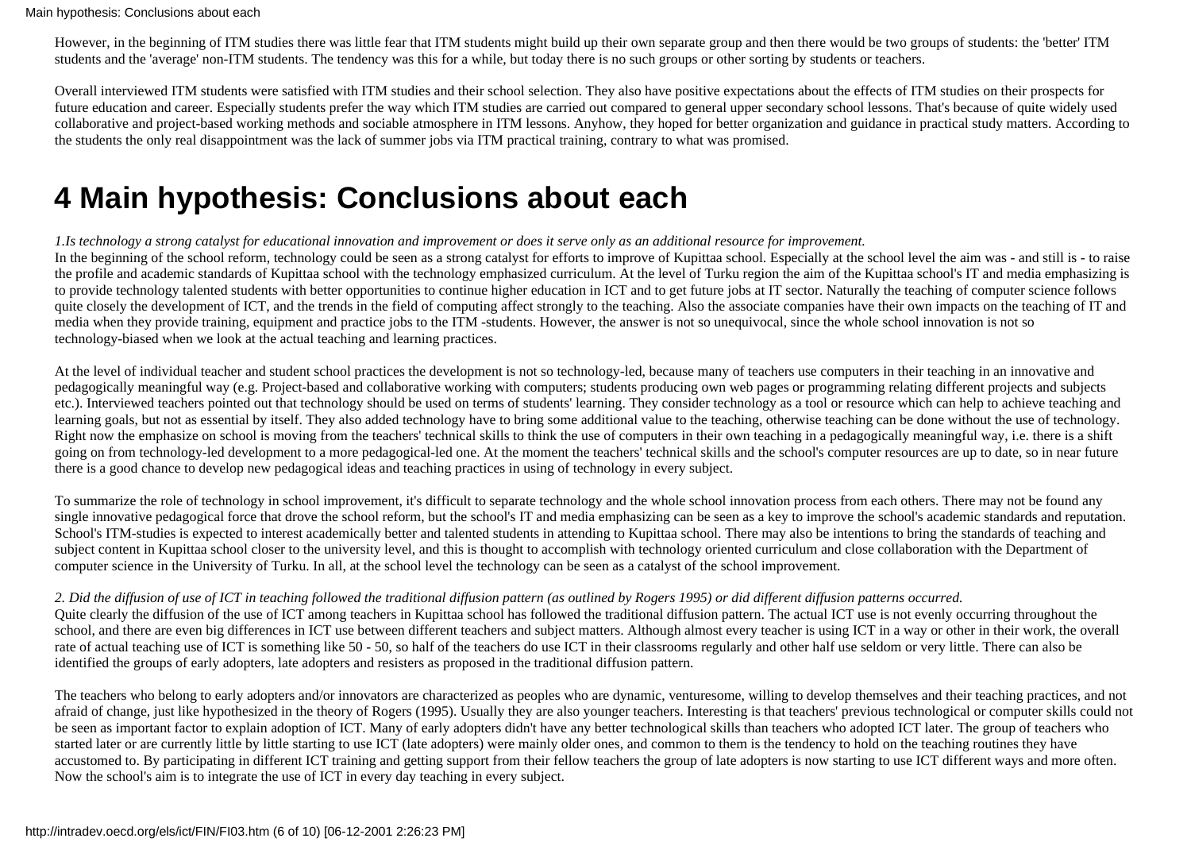However, in the beginning of ITM studies there was little fear that ITM students might build up their own separate group and then there would be two groups of students: the 'better' ITM students and the 'average' non-ITM students. The tendency was this for a while, but today there is no such groups or other sorting by students or teachers.

Overall interviewed ITM students were satisfied with ITM studies and their school selection. They also have positive expectations about the effects of ITM studies on their prospects for future education and career. Especially students prefer the way which ITM studies are carried out compared to general upper secondary school lessons. That's because of quite widely used collaborative and project-based working methods and sociable atmosphere in ITM lessons. Anyhow, they hoped for better organization and guidance in practical study matters. According to the students the only real disappointment was the lack of summer jobs via ITM practical training, contrary to what was promised.

# 4 Main hypothesis: Conclusions about each

*1.Is technology a strong catalyst for educational innovation and improvement or does it serve only as an additional resource for improvement.*

In the beginning of the school reform, technology could be seen as a strong catalyst for efforts to improve of Kupittaa school. Especially at the school level the aim was - and still is - to raise the profile and academic standards of Kupittaa school with the technology emphasized curriculum. At the level of Turku region the aim of the Kupittaa school's IT and media emphasizing is to provide technology talented students with better opportunities to continue higher education in ICT and to get future jobs at IT sector. Naturally the teaching of computer science follows quite closely the development of ICT, and the trends in the field of computing affect strongly to the teaching. Also the associate companies have their own impacts on the teaching of IT and media when they provide training, equipment and practice jobs to the ITM -students. However, the answer is not so unequivocal, since the whole school innovation is not so technology-biased when we look at the actual teaching and learning practices.

At the level of individual teacher and student school practices the development is not so technology-led, because many of teachers use computers in their teaching in an innovative and pedagogically meaningful way (e.g. Project-based and collaborative working with computers; students producing own web pages or programming relating different projects and subjects etc.). Interviewed teachers pointed out that technology should be used on terms of students' learning. They consider technology as a tool or resource which can help to achieve teaching and learning goals, but not as essential by itself. They also added technology have to bring some additional value to the teaching, otherwise teaching can be done without the use of technology. Right now the emphasize on school is moving from the teachers' technical skills to think the use of computers in their own teaching in a pedagogically meaningful way, i.e. there is a shift going on from technology-led development to a more pedagogical-led one. At the moment the teachers' technical skills and the school's computer resources are up to date, so in near future there is a good chance to develop new pedagogical ideas and teaching practices in using of technology in every subject.

To summarize the role of technology in school improvement, it's difficult to separate technology and the whole school innovation process from each others. There may not be found any single innovative pedagogical force that drove the school reform, but the school's IT and media emphasizing can be seen as a key to improve the school's academic standards and reputation. School's ITM-studies is expected to interest academically better and talented students in attending to Kupittaa school. There may also be intentions to bring the standards of teaching and subject content in Kupittaa school closer to the university level, and this is thought to accomplish with technology oriented curriculum and close collaboration with the Department of computer science in the University of Turku. In all, at the school level the technology can be seen as a catalyst of the school improvement.

*2. Did the diffusion of use of ICT in teaching followed the traditional diffusion pattern (as outlined by Rogers 1995) or did different diffusion patterns occurred.*

Quite clearly the diffusion of the use of ICT among teachers in Kupittaa school has followed the traditional diffusion pattern. The actual ICT use is not evenly occurring throughout the school, and there are even big differences in ICT use between different teachers and subject matters. Although almost every teacher is using ICT in a way or other in their work, the overall rate of actual teaching use of ICT is something like 50 - 50, so half of the teachers do use ICT in their classrooms regularly and other half use seldom or very little. There can also be identified the groups of early adopters, late adopters and resisters as proposed in the traditional diffusion pattern.

The teachers who belong to early adopters and/or innovators are characterized as peoples who are dynamic, venturesome, willing to develop themselves and their teaching practices, and not afraid of change, just like hypothesized in the theory of Rogers (1995). Usually they are also younger teachers. Interesting is that teachers' previous technological or computer skills could not be seen as important factor to explain adoption of ICT. Many of early adopters didn't have any better technological skills than teachers who adopted ICT later. The group of teachers who started later or are currently little by little starting to use ICT (late adopters) were mainly older ones, and common to them is the tendency to hold on the teaching routines they have accustomed to. By participating in different ICT training and getting support from their fellow teachers the group of late adopters is now starting to use ICT different ways and more often. Now the school's aim is to integrate the use of ICT in every day teaching in every subject.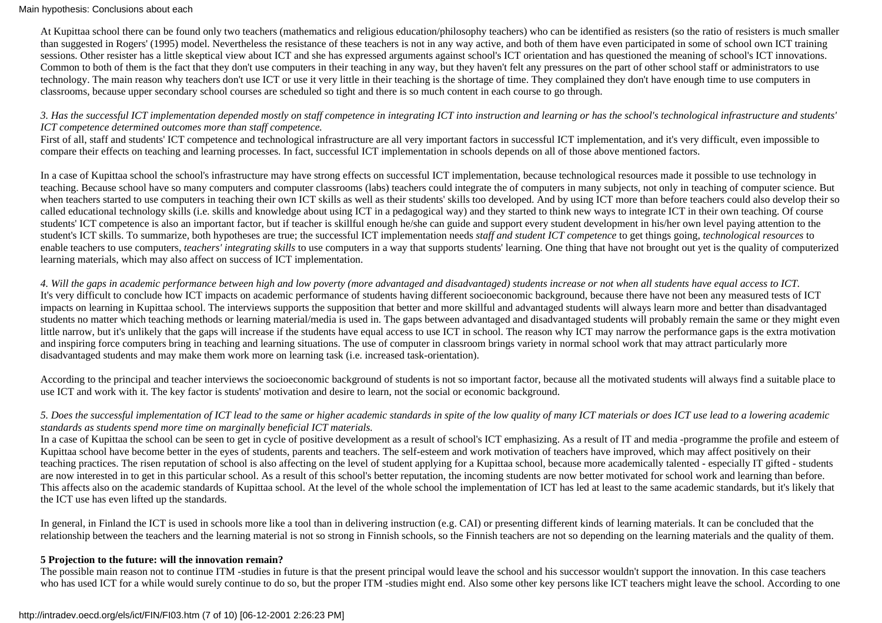At Kupittaa school there can be found only two teachers (mathematics and religious education/philosophy teachers) who can be identified as resisters (so the ratio of resisters is much smaller than suggested in Rogers' (1995) model. Nevertheless the resistance of these teachers is not in any way active, and both of them have even participated in some of school own ICT training sessions. Other resister has a little skeptical view about ICT and she has expressed arguments against school's ICT orientation and has questioned the meaning of school's ICT innovations. Common to both of them is the fact that they don't use computers in their teaching in any way, but they haven't felt any pressures on the part of other school staff or administrators to use technology. The main reason why teachers don't use ICT or use it very little in their teaching is the shortage of time. They complained they don't have enough time to use computers in classrooms, because upper secondary school courses are scheduled so tight and there is so much content in each course to go through.

*3. Has the successful ICT implementation depended mostly on staff competence in integrating ICT into instruction and learning or has the school's technological infrastructure and students' ICT competence determined outcomes more than staff competence.*
First of all, staff and students' ICT competence and technological infrastructure are all very important factors in successful ICT implementation, and it's very difficult, even impossible to compare their effects on teaching and learning processes. In fact, successful ICT implementation in schools depends on all of those above mentioned factors.

In a case of Kupittaa school the school's infrastructure may have strong effects on successful ICT implementation, because technological resources made it possible to use technology in teaching. Because school have so many computers and computer classrooms (labs) teachers could integrate the of computers in many subjects, not only in teaching of computer science. But when teachers started to use computers in teaching their own ICT skills as well as their students' skills too developed. And by using ICT more than before teachers could also develop their so called educational technology skills (i.e. skills and knowledge about using ICT in a pedagogical way) and they started to think new ways to integrate ICT in their own teaching. Of course students' ICT competence is also an important factor, but if teacher is skillful enough he/she can guide and support every student development in his/her own level paying attention to the student's ICT skills. To summarize, both hypotheses are true; the successful ICT implementation needs *staff and student ICT competence* to get things going, *technological resources* to enable teachers to use computers, *teachers' integrating skills* to use computers in a way that supports students' learning. One thing that have not brought out yet is the quality of computerized learning materials, which may also affect on success of ICT implementation.

*4. Will the gaps in academic performance between high and low poverty (more advantaged and disadvantaged) students increase or not when all students have equal access to ICT.*
It's very difficult to conclude how ICT impacts on academic performance of students having different socioeconomic background, because there have not been any measured tests of ICT impacts on learning in Kupittaa school. The interviews supports the supposition that better and more skillful and advantaged students will always learn more and better than disadvantaged students no matter which teaching methods or learning material/media is used in. The gaps between advantaged and disadvantaged students will probably remain the same or they might even little narrow, but it's unlikely that the gaps will increase if the students have equal access to use ICT in school. The reason why ICT may narrow the performance gaps is the extra motivation and inspiring force computers bring in teaching and learning situations. The use of computer in classroom brings variety in normal school work that may attract particularly more disadvantaged students and may make them work more on learning task (i.e. increased task-orientation).

According to the principal and teacher interviews the socioeconomic background of students is not so important factor, because all the motivated students will always find a suitable place to use ICT and work with it. The key factor is students' motivation and desire to learn, not the social or economic background.

*5. Does the successful implementation of ICT lead to the same or higher academic standards in spite of the low quality of many ICT materials or does ICT use lead to a lowering academic standards as students spend more time on marginally beneficial ICT materials.*
In a case of Kupittaa the school can be seen to get in cycle of positive development as a result of school's ICT emphasizing. As a result of IT and media -programme the profile and esteem of Kupittaa school have become better in the eyes of students, parents and teachers. The self-esteem and work motivation of teachers have improved, which may affect positively on their teaching practices. The risen reputation of school is also affecting on the level of student applying for a Kupittaa school, because more academically talented - especially IT gifted - students are now interested in to get in this particular school. As a result of this school's better reputation, the incoming students are now better motivated for school work and learning than before. This affects also on the academic standards of Kupittaa school. At the level of the whole school the implementation of ICT has led at least to the same academic standards, but it's likely that the ICT use has even lifted up the standards.

In general, in Finland the ICT is used in schools more like a tool than in delivering instruction (e.g. CAI) or presenting different kinds of learning materials. It can be concluded that the relationship between the teachers and the learning material is not so strong in Finnish schools, so the Finnish teachers are not so depending on the learning materials and the quality of them.

**5 Projection to the future: will the innovation remain?**
The possible main reason not to continue ITM -studies in future is that the present principal would leave the school and his successor wouldn't support the innovation. In this case teachers who has used ICT for a while would surely continue to do so, but the proper ITM -studies might end. Also some other key persons like ICT teachers might leave the school. According to one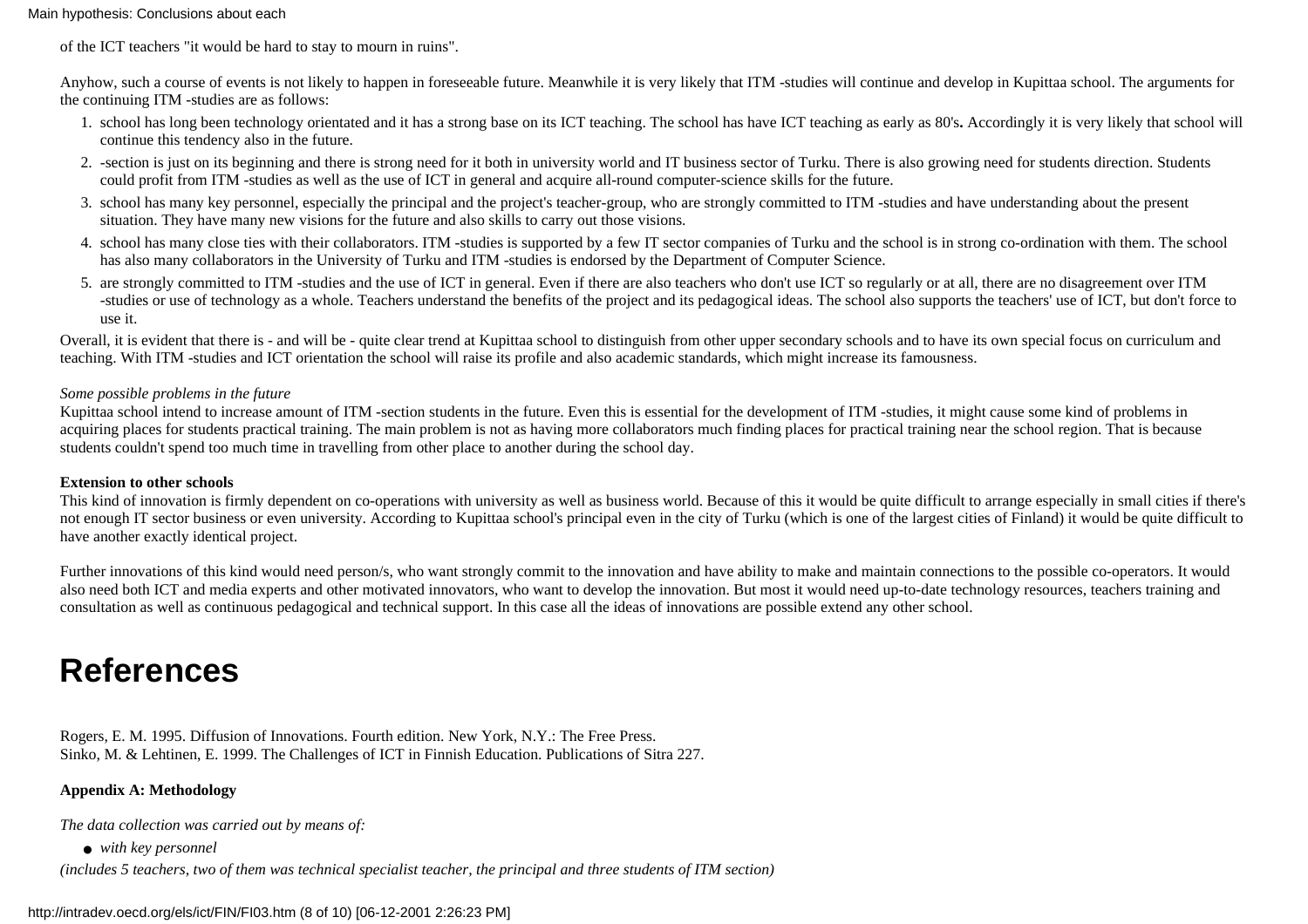of the ICT teachers "it would be hard to stay to mourn in ruins".

Anyhow, such a course of events is not likely to happen in foreseeable future. Meanwhile it is very likely that ITM -studies will continue and develop in Kupittaa school. The arguments for the continuing ITM -studies are as follows:

1. school has long been technology orientated and it has a strong base on its ICT teaching. The school has have ICT teaching as early as 80's**.** Accordingly it is very likely that school will continue this tendency also in the future.
2. -section is just on its beginning and there is strong need for it both in university world and IT business sector of Turku. There is also growing need for students direction. Students could profit from ITM -studies as well as the use of ICT in general and acquire all-round computer-science skills for the future.
3. school has many key personnel, especially the principal and the project's teacher-group, who are strongly committed to ITM -studies and have understanding about the present situation. They have many new visions for the future and also skills to carry out those visions.
4. school has many close ties with their collaborators. ITM -studies is supported by a few IT sector companies of Turku and the school is in strong co-ordination with them. The school has also many collaborators in the University of Turku and ITM -studies is endorsed by the Department of Computer Science.
5. are strongly committed to ITM -studies and the use of ICT in general. Even if there are also teachers who don't use ICT so regularly or at all, there are no disagreement over ITM -studies or use of technology as a whole. Teachers understand the benefits of the project and its pedagogical ideas. The school also supports the teachers' use of ICT, but don't force to use it.

Overall, it is evident that there is - and will be - quite clear trend at Kupittaa school to distinguish from other upper secondary schools and to have its own special focus on curriculum and teaching. With ITM -studies and ICT orientation the school will raise its profile and also academic standards, which might increase its famousness.

*Some possible problems in the future*
Kupittaa school intend to increase amount of ITM -section students in the future. Even this is essential for the development of ITM -studies, it might cause some kind of problems in acquiring places for students practical training. The main problem is not as having more collaborators much finding places for practical training near the school region. That is because students couldn't spend too much time in travelling from other place to another during the school day.

**Extension to other schools**
This kind of innovation is firmly dependent on co-operations with university as well as business world. Because of this it would be quite difficult to arrange especially in small cities if there's not enough IT sector business or even university. According to Kupittaa school's principal even in the city of Turku (which is one of the largest cities of Finland) it would be quite difficult to have another exactly identical project.

Further innovations of this kind would need person/s, who want strongly commit to the innovation and have ability to make and maintain connections to the possible co-operators. It would also need both ICT and media experts and other motivated innovators, who want to develop the innovation. But most it would need up-to-date technology resources, teachers training and consultation as well as continuous pedagogical and technical support. In this case all the ideas of innovations are possible extend any other school.

# References

Rogers, E. M. 1995. Diffusion of Innovations. Fourth edition. New York, N.Y.: The Free Press.
Sinko, M. & Lehtinen, E. 1999. The Challenges of ICT in Finnish Education. Publications of Sitra 227.

**Appendix A: Methodology**

*The data collection was carried out by means of:*

- *with key personnel*

*(includes 5 teachers, two of them was technical specialist teacher, the principal and three students of ITM section)*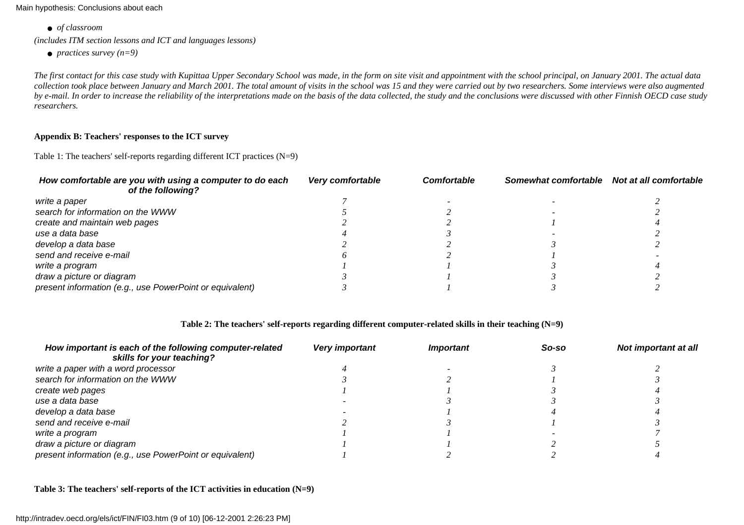Main hypothesis: Conclusions about each

- *of classroom*

*(includes ITM section lessons and ICT and languages lessons)*

- *practices survey (n=9)*

*The first contact for this case study with Kupittaa Upper Secondary School was made, in the form on site visit and appointment with the school principal, on January 2001. The actual data collection took place between January and March 2001. The total amount of visits in the school was 15 and they were carried out by two researchers. Some interviews were also augmented by e-mail. In order to increase the reliability of the interpretations made on the basis of the data collected, the study and the conclusions were discussed with other Finnish OECD case study researchers.*

**Appendix B: Teachers' responses to the ICT survey**

Table 1: The teachers' self-reports regarding different ICT practices (N=9)

| *How comfortable are you with using a computer to do each of the following?* | *Very comfortable* | *Comfortable* | *Somewhat comfortable* | *Not at all comfortable* |
|---|---|---|---|---|
| write a paper | 7 | - | - | 2 |
| search for information on the WWW | 5 | 2 | - | 2 |
| create and maintain web pages | 2 | 2 | 1 | 4 |
| use a data base | 4 | 3 | - | 2 |
| develop a data base | 2 | 2 | 3 | 2 |
| send and receive e-mail | 6 | 2 | 1 | - |
| write a program | 1 | 1 | 3 | 4 |
| draw a picture or diagram | 3 | 1 | 3 | 2 |
| present information (e.g., use PowerPoint or equivalent) | 3 | 1 | 3 | 2 |

**Table 2: The teachers' self-reports regarding different computer-related skills in their teaching (N=9)**

| *How important is each of the following computer-related skills for your teaching?* | *Very important* | *Important* | *So-so* | *Not important at all* |
|---|---|---|---|---|
| write a paper with a word processor | 4 | - | 3 | 2 |
| search for information on the WWW | 3 | 2 | 1 | 3 |
| create web pages | 1 | 1 | 3 | 4 |
| use a data base | - | 3 | 3 | 3 |
| develop a data base | - | 1 | 4 | 4 |
| send and receive e-mail | 2 | 3 | 1 | 3 |
| write a program | 1 | 1 | - | 7 |
| draw a picture or diagram | 1 | 1 | 2 | 5 |
| present information (e.g., use PowerPoint or equivalent) | 1 | 2 | 2 | 4 |

**Table 3: The teachers' self-reports of the ICT activities in education (N=9)**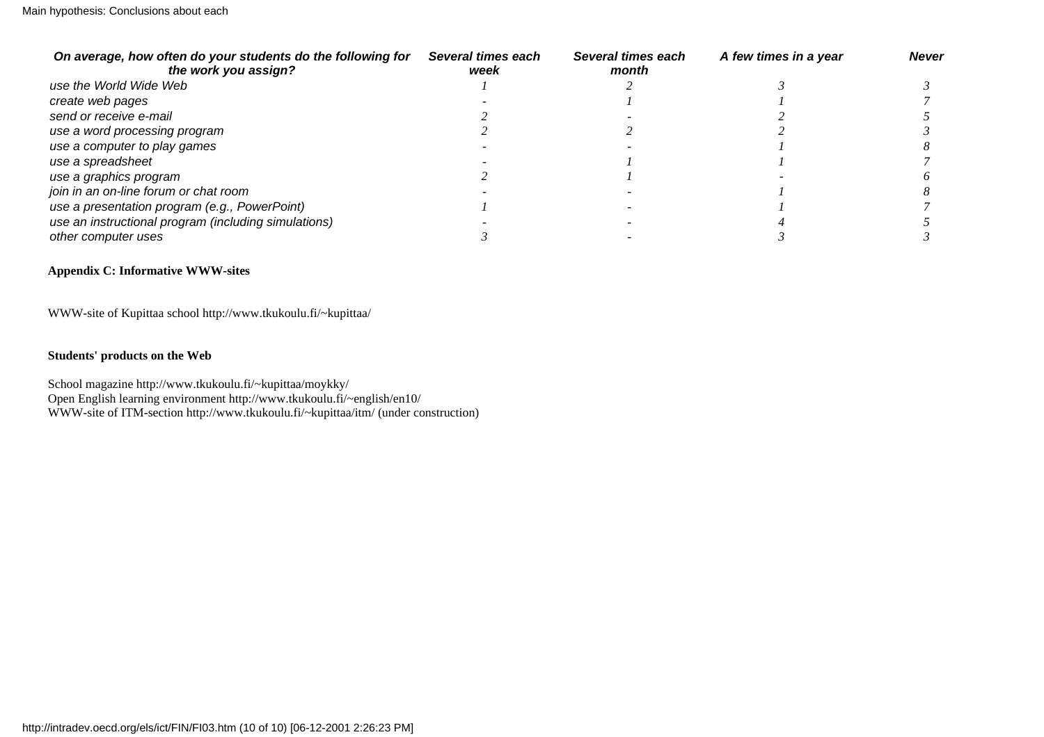| *On average, how often do your students do the following for the work you assign?* | *Several times each week* | *Several times each month* | *A few times in a year* | *Never* |
|---|---|---|---|---|
| *use the World Wide Web* | *1* | *2* | *3* | *3* |
| *create web pages* | - | *1* | *1* | *7* |
| *send or receive e-mail* | *2* | - | *2* | *5* |
| *use a word processing program* | *2* | *2* | *2* | *3* |
| *use a computer to play games* | - | - | *1* | *8* |
| *use a spreadsheet* | - | *1* | *1* | *7* |
| *use a graphics program* | *2* | *1* | - | *6* |
| *join in an on-line forum or chat room* | - | - | *1* | *8* |
| *use a presentation program (e.g., PowerPoint)* | *1* | - | *1* | *7* |
| *use an instructional program (including simulations)* | - | - | *4* | *5* |
| *other computer uses* | *3* | - | *3* | *3* |

**Appendix C: Informative WWW-sites**

WWW-site of Kupittaa school http://www.tkukoulu.fi/~kupittaa/

**Students' products on the Web**

School magazine http://www.tkukoulu.fi/~kupittaa/moykky/
Open English learning environment http://www.tkukoulu.fi/~english/en10/
WWW-site of ITM-section http://www.tkukoulu.fi/~kupittaa/itm/ (under construction)